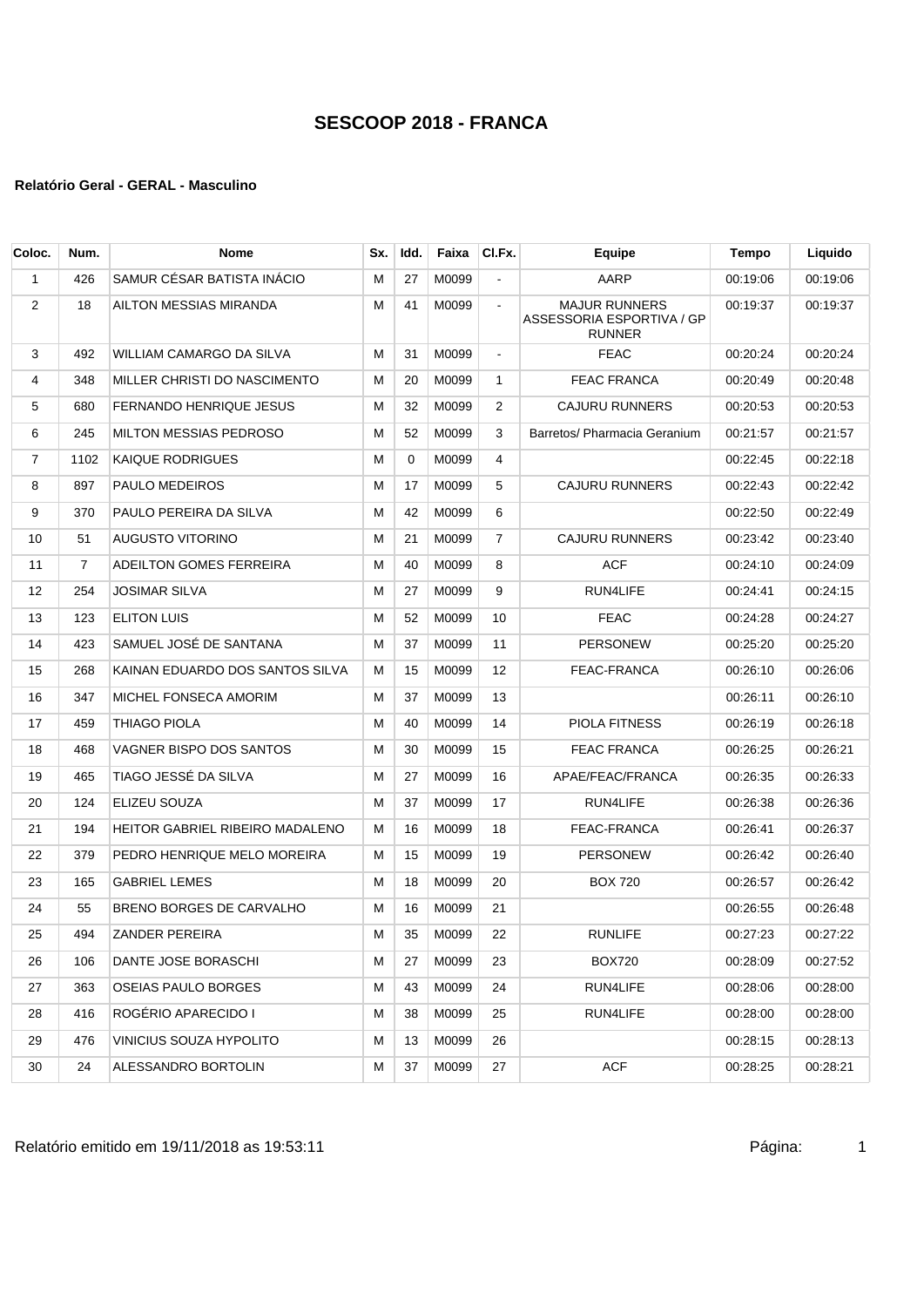# SESCOOP 2018 - FRANCA

**Relatório Geral - GERAL - Masculino**

| Coloc. | Num. | Nome | Sx. | Idd. | Faixa | Cl.Fx. | Equipe | Tempo | Liquido |
|---|---|---|---|---|---|---|---|---|---|
| 1 | 426 | SAMUR CÉSAR BATISTA INÁCIO | M | 27 | M0099 | - | AARP | 00:19:06 | 00:19:06 |
| 2 | 18 | AILTON MESSIAS MIRANDA | M | 41 | M0099 | - | MAJUR RUNNERS ASSESSORIA ESPORTIVA / GP RUNNER | 00:19:37 | 00:19:37 |
| 3 | 492 | WILLIAM CAMARGO DA SILVA | M | 31 | M0099 | - | FEAC | 00:20:24 | 00:20:24 |
| 4 | 348 | MILLER CHRISTI DO NASCIMENTO | M | 20 | M0099 | 1 | FEAC FRANCA | 00:20:49 | 00:20:48 |
| 5 | 680 | FERNANDO HENRIQUE JESUS | M | 32 | M0099 | 2 | CAJURU RUNNERS | 00:20:53 | 00:20:53 |
| 6 | 245 | MILTON MESSIAS PEDROSO | M | 52 | M0099 | 3 | Barretos/ Pharmacia Geranium | 00:21:57 | 00:21:57 |
| 7 | 1102 | KAIQUE RODRIGUES | M | 0 | M0099 | 4 | | 00:22:45 | 00:22:18 |
| 8 | 897 | PAULO MEDEIROS | M | 17 | M0099 | 5 | CAJURU RUNNERS | 00:22:43 | 00:22:42 |
| 9 | 370 | PAULO PEREIRA DA SILVA | M | 42 | M0099 | 6 | | 00:22:50 | 00:22:49 |
| 10 | 51 | AUGUSTO VITORINO | M | 21 | M0099 | 7 | CAJURU RUNNERS | 00:23:42 | 00:23:40 |
| 11 | 7 | ADEILTON GOMES FERREIRA | M | 40 | M0099 | 8 | ACF | 00:24:10 | 00:24:09 |
| 12 | 254 | JOSIMAR SILVA | M | 27 | M0099 | 9 | RUN4LIFE | 00:24:41 | 00:24:15 |
| 13 | 123 | ELITON LUIS | M | 52 | M0099 | 10 | FEAC | 00:24:28 | 00:24:27 |
| 14 | 423 | SAMUEL JOSÉ DE SANTANA | M | 37 | M0099 | 11 | PERSONEW | 00:25:20 | 00:25:20 |
| 15 | 268 | KAINAN EDUARDO DOS SANTOS SILVA | M | 15 | M0099 | 12 | FEAC-FRANCA | 00:26:10 | 00:26:06 |
| 16 | 347 | MICHEL FONSECA AMORIM | M | 37 | M0099 | 13 | | 00:26:11 | 00:26:10 |
| 17 | 459 | THIAGO PIOLA | M | 40 | M0099 | 14 | PIOLA FITNESS | 00:26:19 | 00:26:18 |
| 18 | 468 | VAGNER BISPO DOS SANTOS | M | 30 | M0099 | 15 | FEAC FRANCA | 00:26:25 | 00:26:21 |
| 19 | 465 | TIAGO JESSÉ DA SILVA | M | 27 | M0099 | 16 | APAE/FEAC/FRANCA | 00:26:35 | 00:26:33 |
| 20 | 124 | ELIZEU SOUZA | M | 37 | M0099 | 17 | RUN4LIFE | 00:26:38 | 00:26:36 |
| 21 | 194 | HEITOR GABRIEL RIBEIRO MADALENO | M | 16 | M0099 | 18 | FEAC-FRANCA | 00:26:41 | 00:26:37 |
| 22 | 379 | PEDRO HENRIQUE MELO MOREIRA | M | 15 | M0099 | 19 | PERSONEW | 00:26:42 | 00:26:40 |
| 23 | 165 | GABRIEL LEMES | M | 18 | M0099 | 20 | BOX 720 | 00:26:57 | 00:26:42 |
| 24 | 55 | BRENO BORGES DE CARVALHO | M | 16 | M0099 | 21 | | 00:26:55 | 00:26:48 |
| 25 | 494 | ZANDER PEREIRA | M | 35 | M0099 | 22 | RUNLIFE | 00:27:23 | 00:27:22 |
| 26 | 106 | DANTE JOSE BORASCHI | M | 27 | M0099 | 23 | BOX720 | 00:28:09 | 00:27:52 |
| 27 | 363 | OSEIAS PAULO BORGES | M | 43 | M0099 | 24 | RUN4LIFE | 00:28:06 | 00:28:00 |
| 28 | 416 | ROGÉRIO APARECIDO I | M | 38 | M0099 | 25 | RUN4LIFE | 00:28:00 | 00:28:00 |
| 29 | 476 | VINICIUS SOUZA HYPOLITO | M | 13 | M0099 | 26 | | 00:28:15 | 00:28:13 |
| 30 | 24 | ALESSANDRO BORTOLIN | M | 37 | M0099 | 27 | ACF | 00:28:25 | 00:28:21 |

Relatório emitido em 19/11/2018 as 19:53:11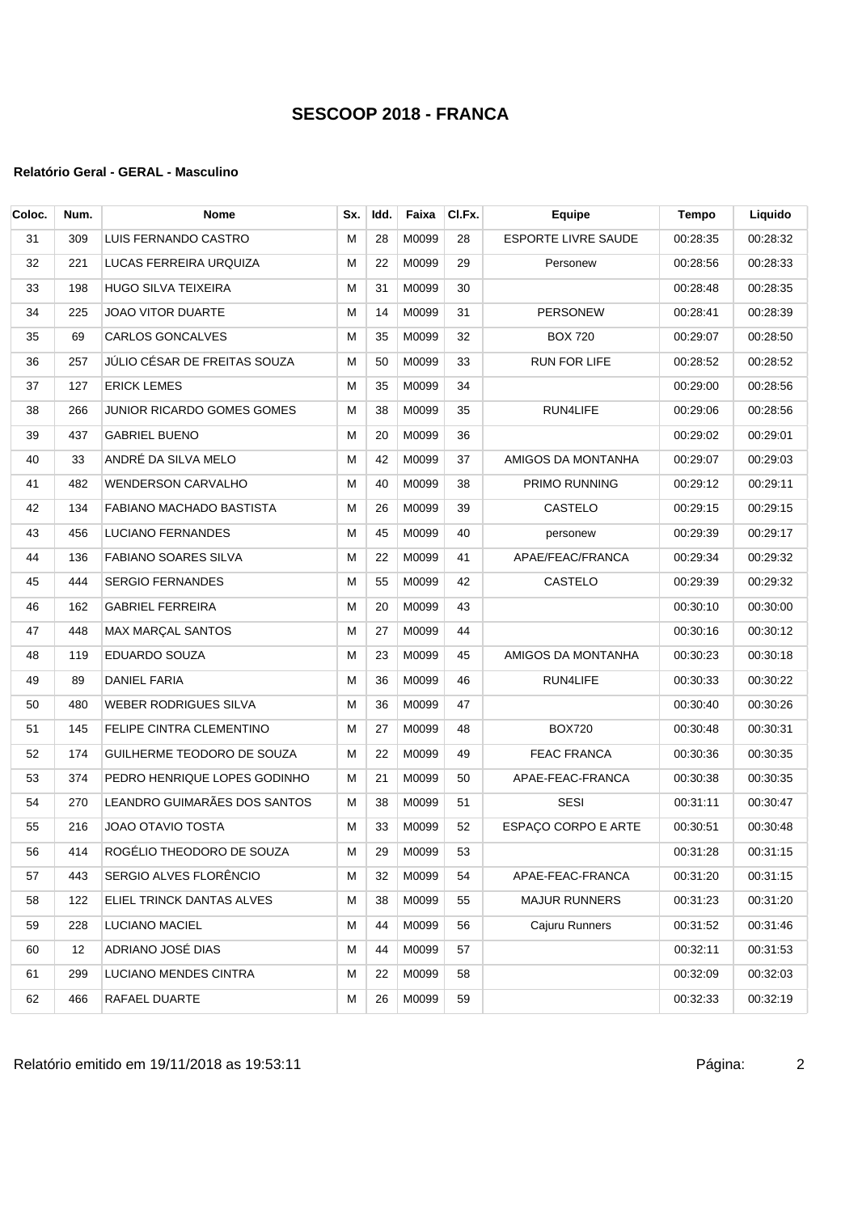# SESCOOP 2018 - FRANCA

**Relatório Geral - GERAL - Masculino**

| Coloc. | Num. | Nome | Sx. | Idd. | Faixa | Cl.Fx. | Equipe | Tempo | Liquido |
|---|---|---|---|---|---|---|---|---|---|
| 31 | 309 | LUIS FERNANDO CASTRO | M | 28 | M0099 | 28 | ESPORTE LIVRE SAUDE | 00:28:35 | 00:28:32 |
| 32 | 221 | LUCAS FERREIRA URQUIZA | M | 22 | M0099 | 29 | Personew | 00:28:56 | 00:28:33 |
| 33 | 198 | HUGO SILVA TEIXEIRA | M | 31 | M0099 | 30 | | 00:28:48 | 00:28:35 |
| 34 | 225 | JOAO VITOR DUARTE | M | 14 | M0099 | 31 | PERSONEW | 00:28:41 | 00:28:39 |
| 35 | 69 | CARLOS GONCALVES | M | 35 | M0099 | 32 | BOX 720 | 00:29:07 | 00:28:50 |
| 36 | 257 | JÚLIO CÉSAR DE FREITAS SOUZA | M | 50 | M0099 | 33 | RUN FOR LIFE | 00:28:52 | 00:28:52 |
| 37 | 127 | ERICK LEMES | M | 35 | M0099 | 34 | | 00:29:00 | 00:28:56 |
| 38 | 266 | JUNIOR RICARDO GOMES GOMES | M | 38 | M0099 | 35 | RUN4LIFE | 00:29:06 | 00:28:56 |
| 39 | 437 | GABRIEL BUENO | M | 20 | M0099 | 36 | | 00:29:02 | 00:29:01 |
| 40 | 33 | ANDRÉ DA SILVA MELO | M | 42 | M0099 | 37 | AMIGOS DA MONTANHA | 00:29:07 | 00:29:03 |
| 41 | 482 | WENDERSON CARVALHO | M | 40 | M0099 | 38 | PRIMO RUNNING | 00:29:12 | 00:29:11 |
| 42 | 134 | FABIANO MACHADO BASTISTA | M | 26 | M0099 | 39 | CASTELO | 00:29:15 | 00:29:15 |
| 43 | 456 | LUCIANO FERNANDES | M | 45 | M0099 | 40 | personew | 00:29:39 | 00:29:17 |
| 44 | 136 | FABIANO SOARES SILVA | M | 22 | M0099 | 41 | APAE/FEAC/FRANCA | 00:29:34 | 00:29:32 |
| 45 | 444 | SERGIO FERNANDES | M | 55 | M0099 | 42 | CASTELO | 00:29:39 | 00:29:32 |
| 46 | 162 | GABRIEL FERREIRA | M | 20 | M0099 | 43 | | 00:30:10 | 00:30:00 |
| 47 | 448 | MAX MARÇAL SANTOS | M | 27 | M0099 | 44 | | 00:30:16 | 00:30:12 |
| 48 | 119 | EDUARDO SOUZA | M | 23 | M0099 | 45 | AMIGOS DA MONTANHA | 00:30:23 | 00:30:18 |
| 49 | 89 | DANIEL FARIA | M | 36 | M0099 | 46 | RUN4LIFE | 00:30:33 | 00:30:22 |
| 50 | 480 | WEBER RODRIGUES SILVA | M | 36 | M0099 | 47 | | 00:30:40 | 00:30:26 |
| 51 | 145 | FELIPE CINTRA CLEMENTINO | M | 27 | M0099 | 48 | BOX720 | 00:30:48 | 00:30:31 |
| 52 | 174 | GUILHERME TEODORO DE SOUZA | M | 22 | M0099 | 49 | FEAC FRANCA | 00:30:36 | 00:30:35 |
| 53 | 374 | PEDRO HENRIQUE LOPES GODINHO | M | 21 | M0099 | 50 | APAE-FEAC-FRANCA | 00:30:38 | 00:30:35 |
| 54 | 270 | LEANDRO GUIMARÃES DOS SANTOS | M | 38 | M0099 | 51 | SESI | 00:31:11 | 00:30:47 |
| 55 | 216 | JOAO OTAVIO TOSTA | M | 33 | M0099 | 52 | ESPAÇO CORPO E ARTE | 00:30:51 | 00:30:48 |
| 56 | 414 | ROGÉLIO THEODORO DE SOUZA | M | 29 | M0099 | 53 | | 00:31:28 | 00:31:15 |
| 57 | 443 | SERGIO ALVES FLORÊNCIO | M | 32 | M0099 | 54 | APAE-FEAC-FRANCA | 00:31:20 | 00:31:15 |
| 58 | 122 | ELIEL TRINCK DANTAS ALVES | M | 38 | M0099 | 55 | MAJUR RUNNERS | 00:31:23 | 00:31:20 |
| 59 | 228 | LUCIANO MACIEL | M | 44 | M0099 | 56 | Cajuru Runners | 00:31:52 | 00:31:46 |
| 60 | 12 | ADRIANO JOSÉ DIAS | M | 44 | M0099 | 57 | | 00:32:11 | 00:31:53 |
| 61 | 299 | LUCIANO MENDES CINTRA | M | 22 | M0099 | 58 | | 00:32:09 | 00:32:03 |
| 62 | 466 | RAFAEL DUARTE | M | 26 | M0099 | 59 | | 00:32:33 | 00:32:19 |

Relatório emitido em 19/11/2018 as 19:53:11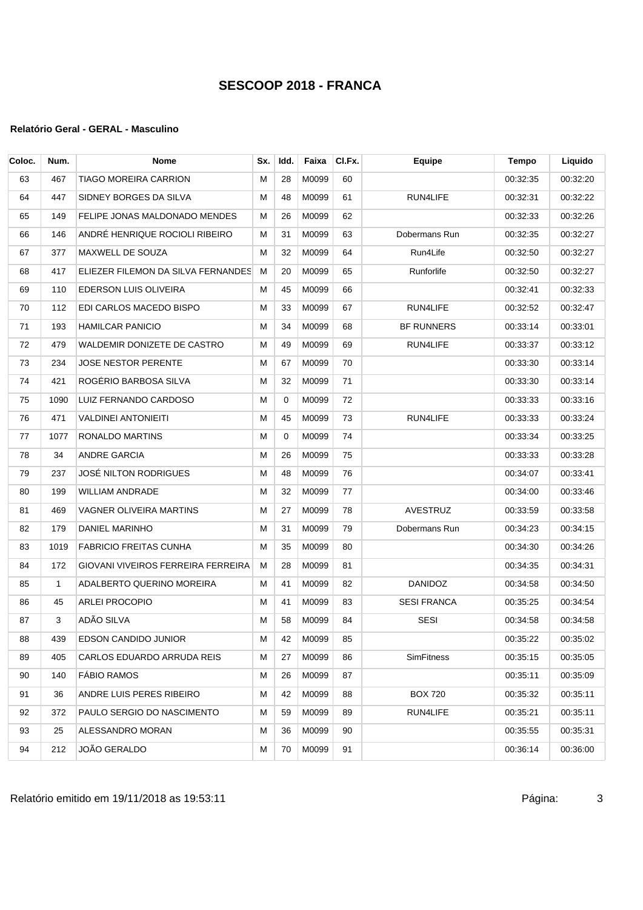# SESCOOP 2018 - FRANCA

**Relatório Geral - GERAL - Masculino**

| Coloc. | Num. | Nome | Sx. | Idd. | Faixa | Cl.Fx. | Equipe | Tempo | Liquido |
|---|---|---|---|---|---|---|---|---|---|
| 63 | 467 | TIAGO MOREIRA CARRION | M | 28 | M0099 | 60 | | 00:32:35 | 00:32:20 |
| 64 | 447 | SIDNEY BORGES DA SILVA | M | 48 | M0099 | 61 | RUN4LIFE | 00:32:31 | 00:32:22 |
| 65 | 149 | FELIPE JONAS MALDONADO MENDES | M | 26 | M0099 | 62 | | 00:32:33 | 00:32:26 |
| 66 | 146 | ANDRÉ HENRIQUE ROCIOLI RIBEIRO | M | 31 | M0099 | 63 | Dobermans Run | 00:32:35 | 00:32:27 |
| 67 | 377 | MAXWELL DE SOUZA | M | 32 | M0099 | 64 | Run4Life | 00:32:50 | 00:32:27 |
| 68 | 417 | ELIEZER FILEMON DA SILVA FERNANDES | M | 20 | M0099 | 65 | Runforlife | 00:32:50 | 00:32:27 |
| 69 | 110 | EDERSON LUIS OLIVEIRA | M | 45 | M0099 | 66 | | 00:32:41 | 00:32:33 |
| 70 | 112 | EDI CARLOS MACEDO BISPO | M | 33 | M0099 | 67 | RUN4LIFE | 00:32:52 | 00:32:47 |
| 71 | 193 | HAMILCAR PANICIO | M | 34 | M0099 | 68 | BF RUNNERS | 00:33:14 | 00:33:01 |
| 72 | 479 | WALDEMIR DONIZETE DE CASTRO | M | 49 | M0099 | 69 | RUN4LIFE | 00:33:37 | 00:33:12 |
| 73 | 234 | JOSE NESTOR PERENTE | M | 67 | M0099 | 70 | | 00:33:30 | 00:33:14 |
| 74 | 421 | ROGÉRIO BARBOSA SILVA | M | 32 | M0099 | 71 | | 00:33:30 | 00:33:14 |
| 75 | 1090 | LUIZ FERNANDO CARDOSO | M | 0 | M0099 | 72 | | 00:33:33 | 00:33:16 |
| 76 | 471 | VALDINEI ANTONIEITI | M | 45 | M0099 | 73 | RUN4LIFE | 00:33:33 | 00:33:24 |
| 77 | 1077 | RONALDO MARTINS | M | 0 | M0099 | 74 | | 00:33:34 | 00:33:25 |
| 78 | 34 | ANDRE GARCIA | M | 26 | M0099 | 75 | | 00:33:33 | 00:33:28 |
| 79 | 237 | JOSÉ NILTON RODRIGUES | M | 48 | M0099 | 76 | | 00:34:07 | 00:33:41 |
| 80 | 199 | WILLIAM ANDRADE | M | 32 | M0099 | 77 | | 00:34:00 | 00:33:46 |
| 81 | 469 | VAGNER OLIVEIRA MARTINS | M | 27 | M0099 | 78 | AVESTRUZ | 00:33:59 | 00:33:58 |
| 82 | 179 | DANIEL MARINHO | M | 31 | M0099 | 79 | Dobermans Run | 00:34:23 | 00:34:15 |
| 83 | 1019 | FABRICIO FREITAS CUNHA | M | 35 | M0099 | 80 | | 00:34:30 | 00:34:26 |
| 84 | 172 | GIOVANI VIVEIROS FERREIRA FERREIRA | M | 28 | M0099 | 81 | | 00:34:35 | 00:34:31 |
| 85 | 1 | ADALBERTO QUERINO MOREIRA | M | 41 | M0099 | 82 | DANIDOZ | 00:34:58 | 00:34:50 |
| 86 | 45 | ARLEI PROCOPIO | M | 41 | M0099 | 83 | SESI FRANCA | 00:35:25 | 00:34:54 |
| 87 | 3 | ADÃO SILVA | M | 58 | M0099 | 84 | SESI | 00:34:58 | 00:34:58 |
| 88 | 439 | EDSON CANDIDO JUNIOR | M | 42 | M0099 | 85 | | 00:35:22 | 00:35:02 |
| 89 | 405 | CARLOS EDUARDO ARRUDA REIS | M | 27 | M0099 | 86 | SimFitness | 00:35:15 | 00:35:05 |
| 90 | 140 | FÁBIO RAMOS | M | 26 | M0099 | 87 | | 00:35:11 | 00:35:09 |
| 91 | 36 | ANDRE LUIS PERES RIBEIRO | M | 42 | M0099 | 88 | BOX 720 | 00:35:32 | 00:35:11 |
| 92 | 372 | PAULO SERGIO DO NASCIMENTO | M | 59 | M0099 | 89 | RUN4LIFE | 00:35:21 | 00:35:11 |
| 93 | 25 | ALESSANDRO MORAN | M | 36 | M0099 | 90 | | 00:35:55 | 00:35:31 |
| 94 | 212 | JOÃO GERALDO | M | 70 | M0099 | 91 | | 00:36:14 | 00:36:00 |

Relatório emitido em 19/11/2018 as 19:53:11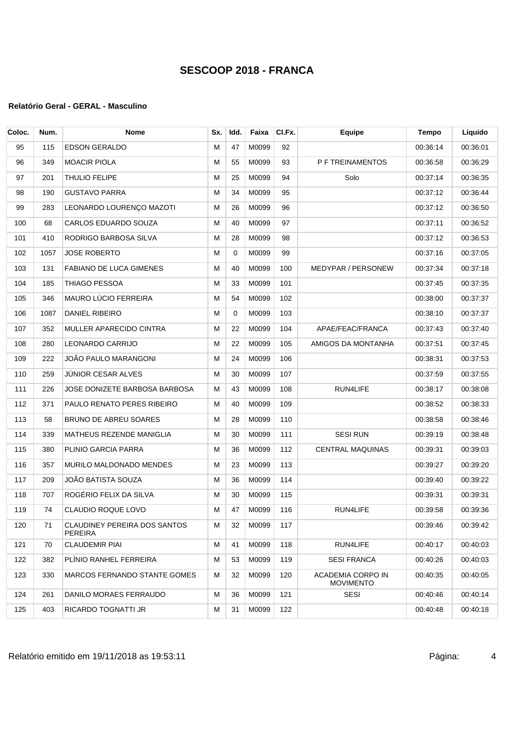# SESCOOP 2018 - FRANCA

**Relatório Geral - GERAL - Masculino**

| Coloc. | Num. | Nome | Sx. | Idd. | Faixa | Cl.Fx. | Equipe | Tempo | Liquido |
|---|---|---|---|---|---|---|---|---|---|
| 95 | 115 | EDSON GERALDO | M | 47 | M0099 | 92 | | 00:36:14 | 00:36:01 |
| 96 | 349 | MOACIR PIOLA | M | 55 | M0099 | 93 | P F TREINAMENTOS | 00:36:58 | 00:36:29 |
| 97 | 201 | THULIO FELIPE | M | 25 | M0099 | 94 | Solo | 00:37:14 | 00:36:35 |
| 98 | 190 | GUSTAVO PARRA | M | 34 | M0099 | 95 | | 00:37:12 | 00:36:44 |
| 99 | 283 | LEONARDO LOURENÇO MAZOTI | M | 26 | M0099 | 96 | | 00:37:12 | 00:36:50 |
| 100 | 68 | CARLOS EDUARDO SOUZA | M | 40 | M0099 | 97 | | 00:37:11 | 00:36:52 |
| 101 | 410 | RODRIGO BARBOSA SILVA | M | 28 | M0099 | 98 | | 00:37:12 | 00:36:53 |
| 102 | 1057 | JOSE ROBERTO | M | 0 | M0099 | 99 | | 00:37:16 | 00:37:05 |
| 103 | 131 | FABIANO DE LUCA GIMENES | M | 40 | M0099 | 100 | MEDYPAR / PERSONEW | 00:37:34 | 00:37:18 |
| 104 | 185 | THIAGO PESSOA | M | 33 | M0099 | 101 | | 00:37:45 | 00:37:35 |
| 105 | 346 | MAURO LÚCIO FERREIRA | M | 54 | M0099 | 102 | | 00:38:00 | 00:37:37 |
| 106 | 1087 | DANIEL RIBEIRO | M | 0 | M0099 | 103 | | 00:38:10 | 00:37:37 |
| 107 | 352 | MULLER APARECIDO CINTRA | M | 22 | M0099 | 104 | APAE/FEAC/FRANCA | 00:37:43 | 00:37:40 |
| 108 | 280 | LEONARDO CARRIJO | M | 22 | M0099 | 105 | AMIGOS DA MONTANHA | 00:37:51 | 00:37:45 |
| 109 | 222 | JOÃO PAULO MARANGONI | M | 24 | M0099 | 106 | | 00:38:31 | 00:37:53 |
| 110 | 259 | JÚNIOR CESAR ALVES | M | 30 | M0099 | 107 | | 00:37:59 | 00:37:55 |
| 111 | 226 | JOSE DONIZETE BARBOSA BARBOSA | M | 43 | M0099 | 108 | RUN4LIFE | 00:38:17 | 00:38:08 |
| 112 | 371 | PAULO RENATO PERES RIBEIRO | M | 40 | M0099 | 109 | | 00:38:52 | 00:38:33 |
| 113 | 58 | BRUNO DE ABREU SOARES | M | 28 | M0099 | 110 | | 00:38:58 | 00:38:46 |
| 114 | 339 | MATHEUS REZENDE MANIGLIA | M | 30 | M0099 | 111 | SESI RUN | 00:39:19 | 00:38:48 |
| 115 | 380 | PLINIO GARCIA PARRA | M | 36 | M0099 | 112 | CENTRAL MAQUINAS | 00:39:31 | 00:39:03 |
| 116 | 357 | MURILO MALDONADO MENDES | M | 23 | M0099 | 113 | | 00:39:27 | 00:39:20 |
| 117 | 209 | JOÃO BATISTA SOUZA | M | 36 | M0099 | 114 | | 00:39:40 | 00:39:22 |
| 118 | 707 | ROGÉRIO FELIX DA SILVA | M | 30 | M0099 | 115 | | 00:39:31 | 00:39:31 |
| 119 | 74 | CLAUDIO ROQUE LOVO | M | 47 | M0099 | 116 | RUN4LIFE | 00:39:58 | 00:39:36 |
| 120 | 71 | CLAUDINEY PEREIRA DOS SANTOS PEREIRA | M | 32 | M0099 | 117 | | 00:39:46 | 00:39:42 |
| 121 | 70 | CLAUDEMIR PIAI | M | 41 | M0099 | 118 | RUN4LIFE | 00:40:17 | 00:40:03 |
| 122 | 382 | PLÍNIO RANHEL FERREIRA | M | 53 | M0099 | 119 | SESI FRANCA | 00:40:26 | 00:40:03 |
| 123 | 330 | MARCOS FERNANDO STANTE GOMES | M | 32 | M0099 | 120 | ACADEMIA CORPO IN MOVIMENTO | 00:40:35 | 00:40:05 |
| 124 | 261 | DANILO MORAES FERRAUDO | M | 36 | M0099 | 121 | SESI | 00:40:46 | 00:40:14 |
| 125 | 403 | RICARDO TOGNATTI JR | M | 31 | M0099 | 122 | | 00:40:48 | 00:40:18 |

Relatório emitido em 19/11/2018 as 19:53:11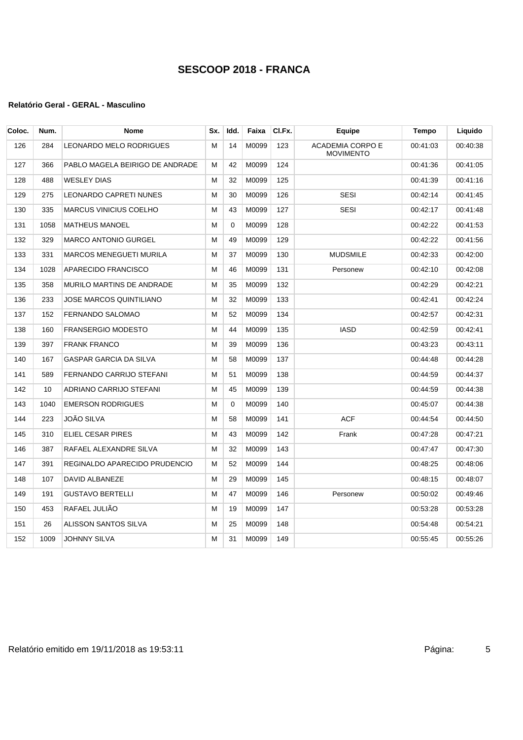# SESCOOP 2018 - FRANCA

#### Relatório Geral - GERAL - Masculino

| Coloc. | Num. | Nome | Sx. | Idd. | Faixa | Cl.Fx. | Equipe | Tempo | Liquido |
|---|---|---|---|---|---|---|---|---|---|
| 126 | 284 | LEONARDO MELO RODRIGUES | M | 14 | M0099 | 123 | ACADEMIA CORPO E MOVIMENTO | 00:41:03 | 00:40:38 |
| 127 | 366 | PABLO MAGELA BEIRIGO DE ANDRADE | M | 42 | M0099 | 124 | | 00:41:36 | 00:41:05 |
| 128 | 488 | WESLEY DIAS | M | 32 | M0099 | 125 | | 00:41:39 | 00:41:16 |
| 129 | 275 | LEONARDO CAPRETI NUNES | M | 30 | M0099 | 126 | SESI | 00:42:14 | 00:41:45 |
| 130 | 335 | MARCUS VINICIUS COELHO | M | 43 | M0099 | 127 | SESI | 00:42:17 | 00:41:48 |
| 131 | 1058 | MATHEUS MANOEL | M | 0 | M0099 | 128 | | 00:42:22 | 00:41:53 |
| 132 | 329 | MARCO ANTONIO GURGEL | M | 49 | M0099 | 129 | | 00:42:22 | 00:41:56 |
| 133 | 331 | MARCOS MENEGUETI MURILA | M | 37 | M0099 | 130 | MUDSMILE | 00:42:33 | 00:42:00 |
| 134 | 1028 | APARECIDO FRANCISCO | M | 46 | M0099 | 131 | Personew | 00:42:10 | 00:42:08 |
| 135 | 358 | MURILO MARTINS DE ANDRADE | M | 35 | M0099 | 132 | | 00:42:29 | 00:42:21 |
| 136 | 233 | JOSE MARCOS QUINTILIANO | M | 32 | M0099 | 133 | | 00:42:41 | 00:42:24 |
| 137 | 152 | FERNANDO SALOMAO | M | 52 | M0099 | 134 | | 00:42:57 | 00:42:31 |
| 138 | 160 | FRANSERGIO MODESTO | M | 44 | M0099 | 135 | IASD | 00:42:59 | 00:42:41 |
| 139 | 397 | FRANK FRANCO | M | 39 | M0099 | 136 | | 00:43:23 | 00:43:11 |
| 140 | 167 | GASPAR GARCIA DA SILVA | M | 58 | M0099 | 137 | | 00:44:48 | 00:44:28 |
| 141 | 589 | FERNANDO CARRIJO STEFANI | M | 51 | M0099 | 138 | | 00:44:59 | 00:44:37 |
| 142 | 10 | ADRIANO CARRIJO STEFANI | M | 45 | M0099 | 139 | | 00:44:59 | 00:44:38 |
| 143 | 1040 | EMERSON RODRIGUES | M | 0 | M0099 | 140 | | 00:45:07 | 00:44:38 |
| 144 | 223 | JOÃO SILVA | M | 58 | M0099 | 141 | ACF | 00:44:54 | 00:44:50 |
| 145 | 310 | ELIEL CESAR PIRES | M | 43 | M0099 | 142 | Frank | 00:47:28 | 00:47:21 |
| 146 | 387 | RAFAEL ALEXANDRE SILVA | M | 32 | M0099 | 143 | | 00:47:47 | 00:47:30 |
| 147 | 391 | REGINALDO APARECIDO PRUDENCIO | M | 52 | M0099 | 144 | | 00:48:25 | 00:48:06 |
| 148 | 107 | DAVID ALBANEZE | M | 29 | M0099 | 145 | | 00:48:15 | 00:48:07 |
| 149 | 191 | GUSTAVO BERTELLI | M | 47 | M0099 | 146 | Personew | 00:50:02 | 00:49:46 |
| 150 | 453 | RAFAEL JULIÃO | M | 19 | M0099 | 147 | | 00:53:28 | 00:53:28 |
| 151 | 26 | ALISSON SANTOS SILVA | M | 25 | M0099 | 148 | | 00:54:48 | 00:54:21 |
| 152 | 1009 | JOHNNY SILVA | M | 31 | M0099 | 149 | | 00:55:45 | 00:55:26 |

Relatório emitido em 19/11/2018 as 19:53:11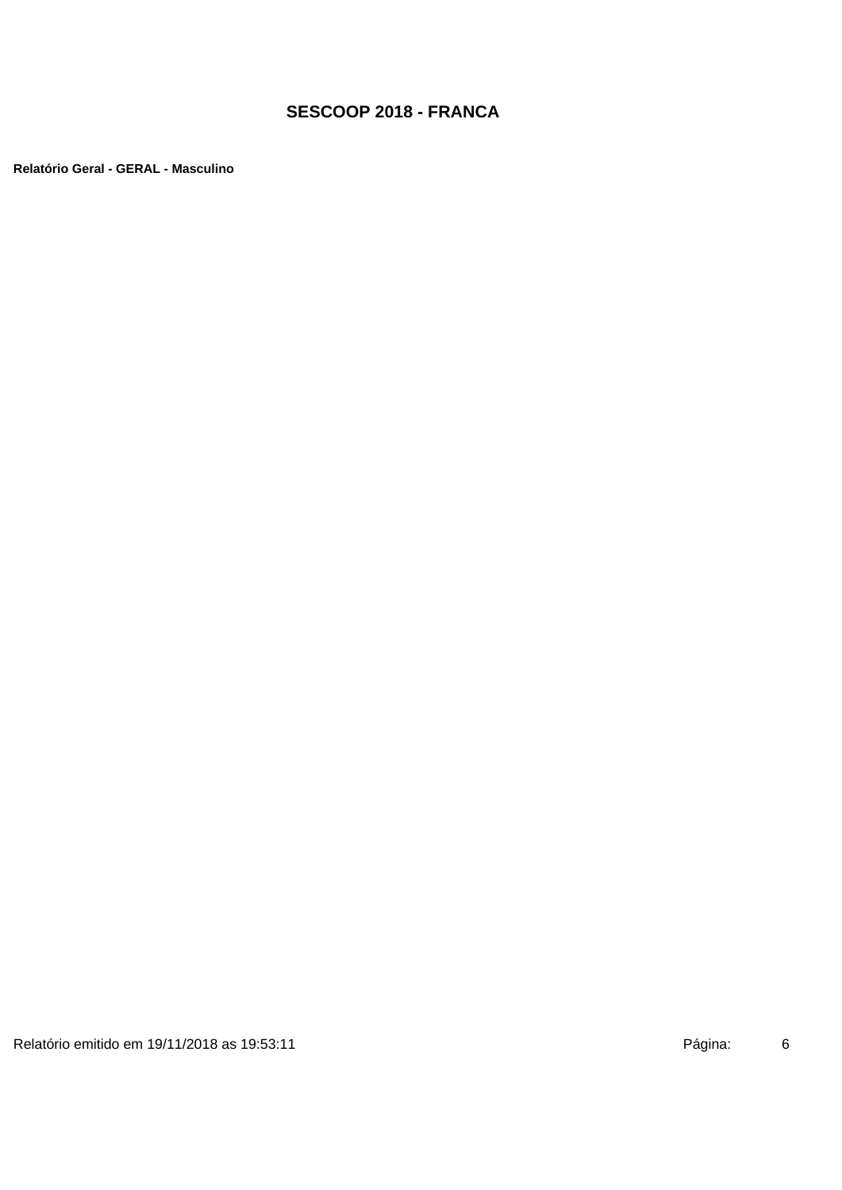# SESCOOP 2018 - FRANCA

**Relatório Geral - GERAL - Masculino**

Relatório emitido em 19/11/2018 as 19:53:11